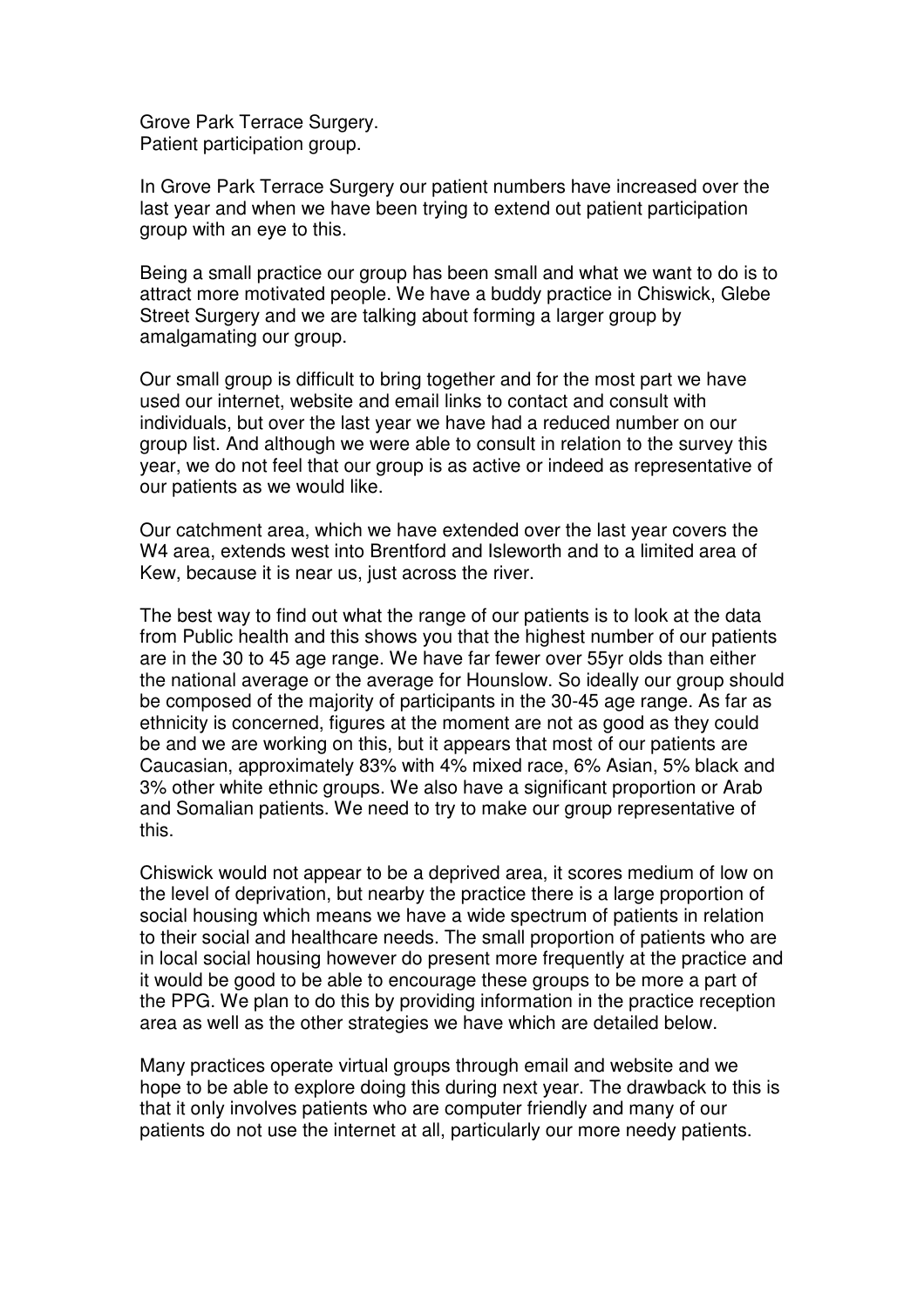Grove Park Terrace Surgery.
Patient participation group.

In Grove Park Terrace Surgery our patient numbers have increased over the last year and when we have been trying to extend out patient participation group with an eye to this.

Being a small practice our group has been small and what we want to do is to attract more motivated people. We have a buddy practice in Chiswick, Glebe Street Surgery and we are talking about forming a larger group by amalgamating our group.

Our small group is difficult to bring together and for the most part we have used our internet, website and email links to contact and consult with individuals, but over the last year we have had a reduced number on our group list. And although we were able to consult in relation to the survey this year, we do not feel that our group is as active or indeed as representative of our patients as we would like.

Our catchment area, which we have extended over the last year covers the W4 area, extends west into Brentford and Isleworth and to a limited area of Kew, because it is near us, just across the river.

The best way to find out what the range of our patients is to look at the data from Public health and this shows you that the highest number of our patients are in the 30 to 45 age range. We have far fewer over 55yr olds than either the national average or the average for Hounslow. So ideally our group should be composed of the majority of participants in the 30-45 age range. As far as ethnicity is concerned, figures at the moment are not as good as they could be and we are working on this, but it appears that most of our patients are Caucasian, approximately 83% with 4% mixed race, 6% Asian, 5% black and 3% other white ethnic groups. We also have a significant proportion or Arab and Somalian patients. We need to try to make our group representative of this.

Chiswick would not appear to be a deprived area, it scores medium of low on the level of deprivation, but nearby the practice there is a large proportion of social housing which means we have a wide spectrum of patients in relation to their social and healthcare needs. The small proportion of patients who are in local social housing however do present more frequently at the practice and it would be good to be able to encourage these groups to be more a part of the PPG. We plan to do this by providing information in the practice reception area as well as the other strategies we have which are detailed below.

Many practices operate virtual groups through email and website and we hope to be able to explore doing this during next year. The drawback to this is that it only involves patients who are computer friendly and many of our patients do not use the internet at all, particularly our more needy patients.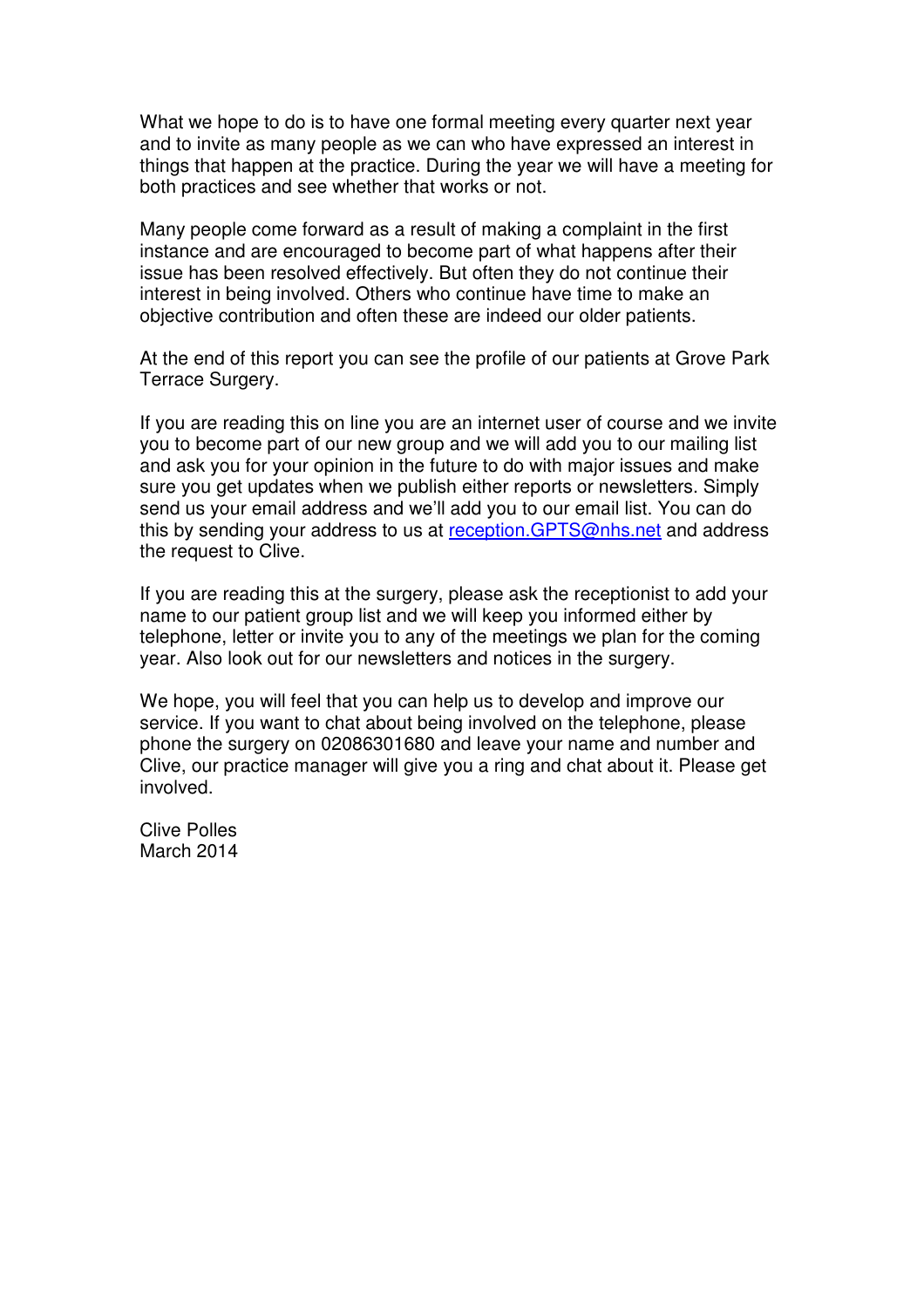What we hope to do is to have one formal meeting every quarter next year and to invite as many people as we can who have expressed an interest in things that happen at the practice. During the year we will have a meeting for both practices and see whether that works or not.

Many people come forward as a result of making a complaint in the first instance and are encouraged to become part of what happens after their issue has been resolved effectively. But often they do not continue their interest in being involved. Others who continue have time to make an objective contribution and often these are indeed our older patients.

At the end of this report you can see the profile of our patients at Grove Park Terrace Surgery.

If you are reading this on line you are an internet user of course and we invite you to become part of our new group and we will add you to our mailing list and ask you for your opinion in the future to do with major issues and make sure you get updates when we publish either reports or newsletters. Simply send us your email address and we'll add you to our email list. You can do this by sending your address to us at reception.GPTS@nhs.net and address the request to Clive.

If you are reading this at the surgery, please ask the receptionist to add your name to our patient group list and we will keep you informed either by telephone, letter or invite you to any of the meetings we plan for the coming year. Also look out for our newsletters and notices in the surgery.

We hope, you will feel that you can help us to develop and improve our service. If you want to chat about being involved on the telephone, please phone the surgery on 02086301680 and leave your name and number and Clive, our practice manager will give you a ring and chat about it. Please get involved.

Clive Polles
March 2014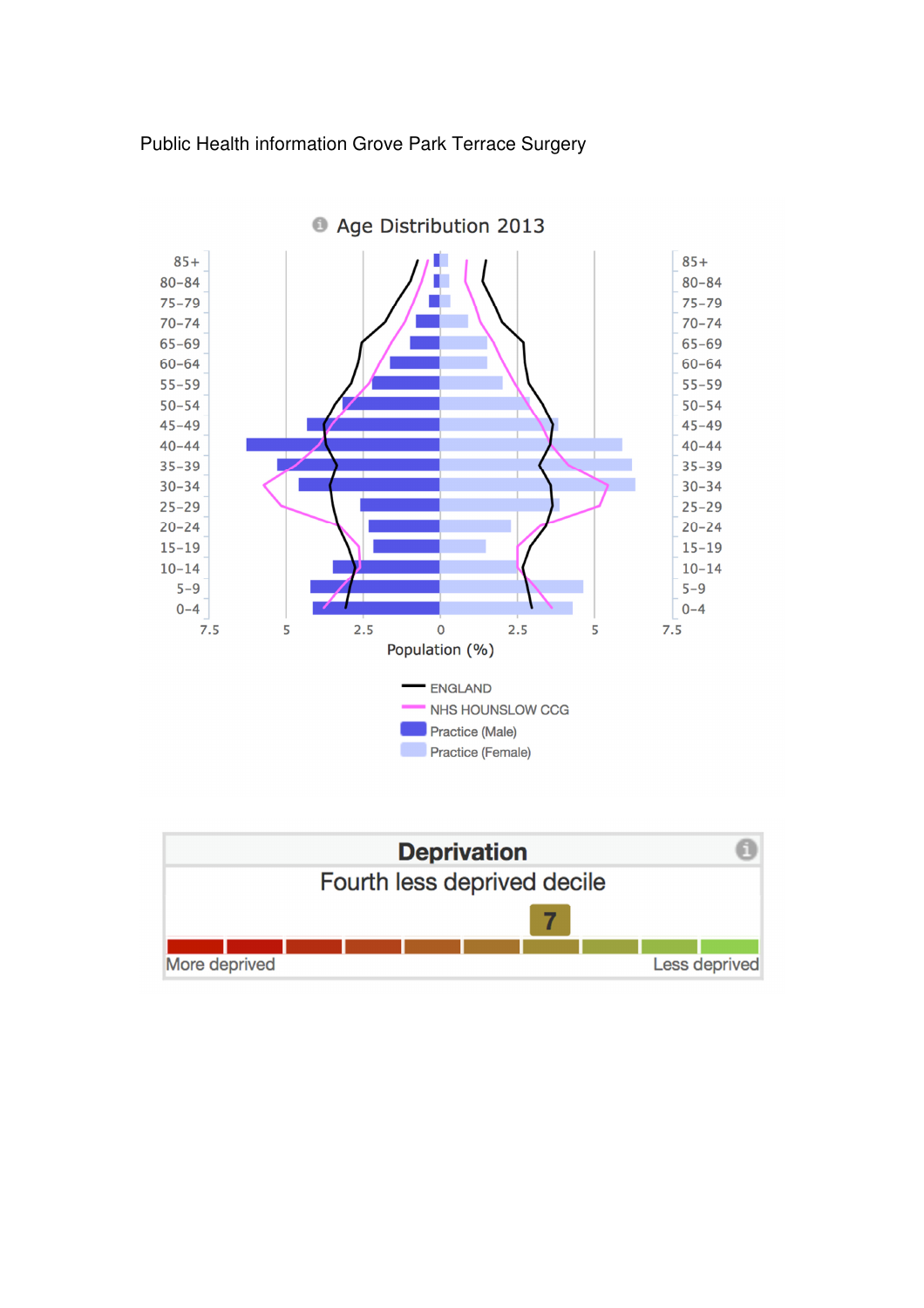Public Health information Grove Park Terrace Surgery

Age Distribution 2013

85+
80-84
75-79
70-74
65-69
60-64
55-59
50-54
45-49
40-44
35-39
30-34
25-29
20-24
15-19
10-14
5-9
0-4

7.5 5 2.5 0 2.5 5 7.5

Population (%)

ENGLAND
NHS HOUNSLOW CCG
Practice (Male)
Practice (Female)

**Deprivation**

Fourth less deprived decile

7

More deprived

Less deprived